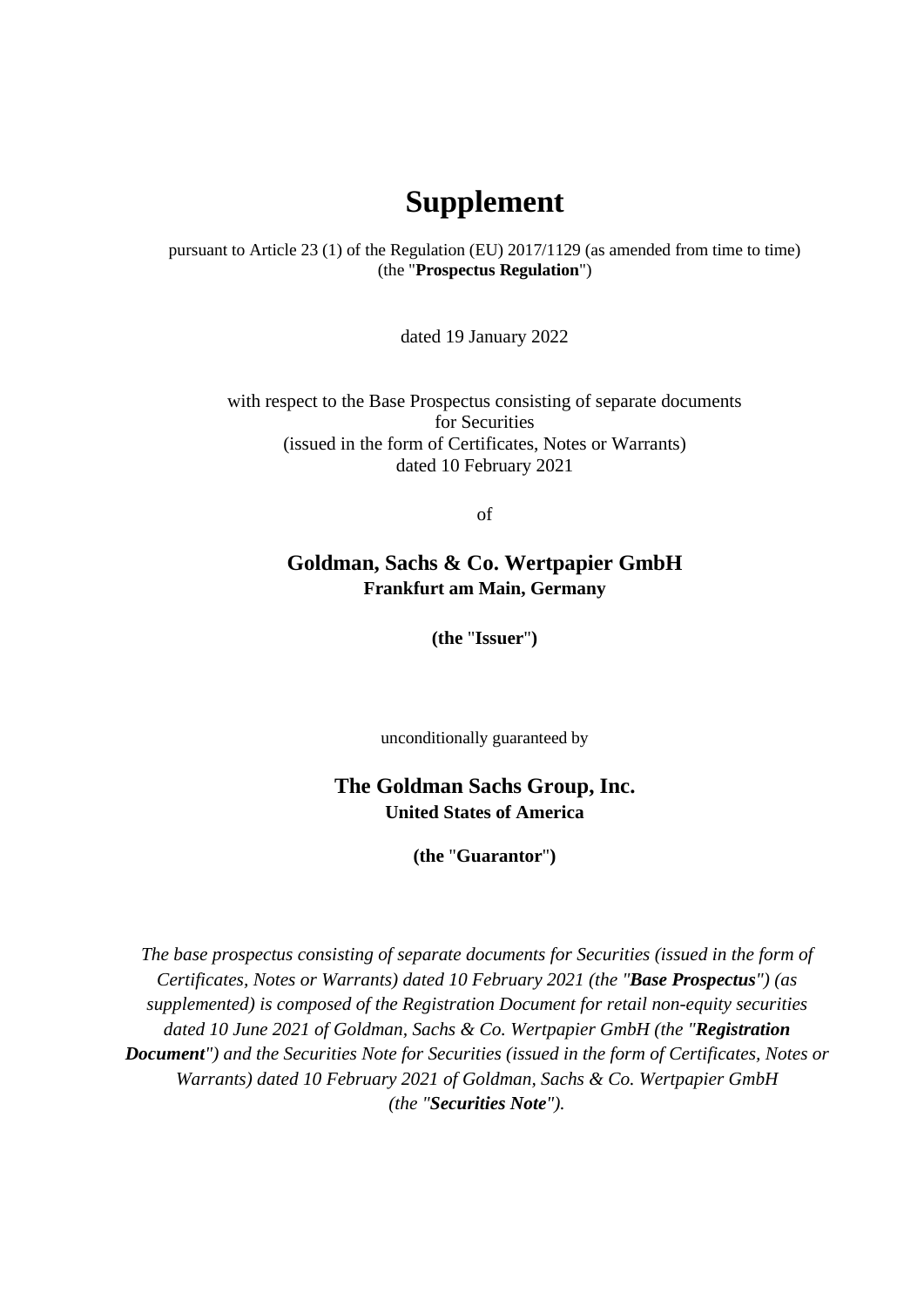# Supplement

pursuant to Article 23 (1) of the Regulation (EU) 2017/1129 (as amended from time to time) (the "**Prospectus Regulation**")

dated 19 January 2022

with respect to the Base Prospectus consisting of separate documents for Securities (issued in the form of Certificates, Notes or Warrants) dated 10 February 2021

of

**Goldman, Sachs & Co. Wertpapier GmbH**
**Frankfurt am Main, Germany**

**(the "Issuer")**

unconditionally guaranteed by

**The Goldman Sachs Group, Inc.**
**United States of America**

**(the "Guarantor")**

*The base prospectus consisting of separate documents for Securities (issued in the form of Certificates, Notes or Warrants) dated 10 February 2021 (the "**Base Prospectus**") (as supplemented) is composed of the Registration Document for retail non-equity securities dated 10 June 2021 of Goldman, Sachs & Co. Wertpapier GmbH (the "**Registration Document**") and the Securities Note for Securities (issued in the form of Certificates, Notes or Warrants) dated 10 February 2021 of Goldman, Sachs & Co. Wertpapier GmbH (the "**Securities Note**").*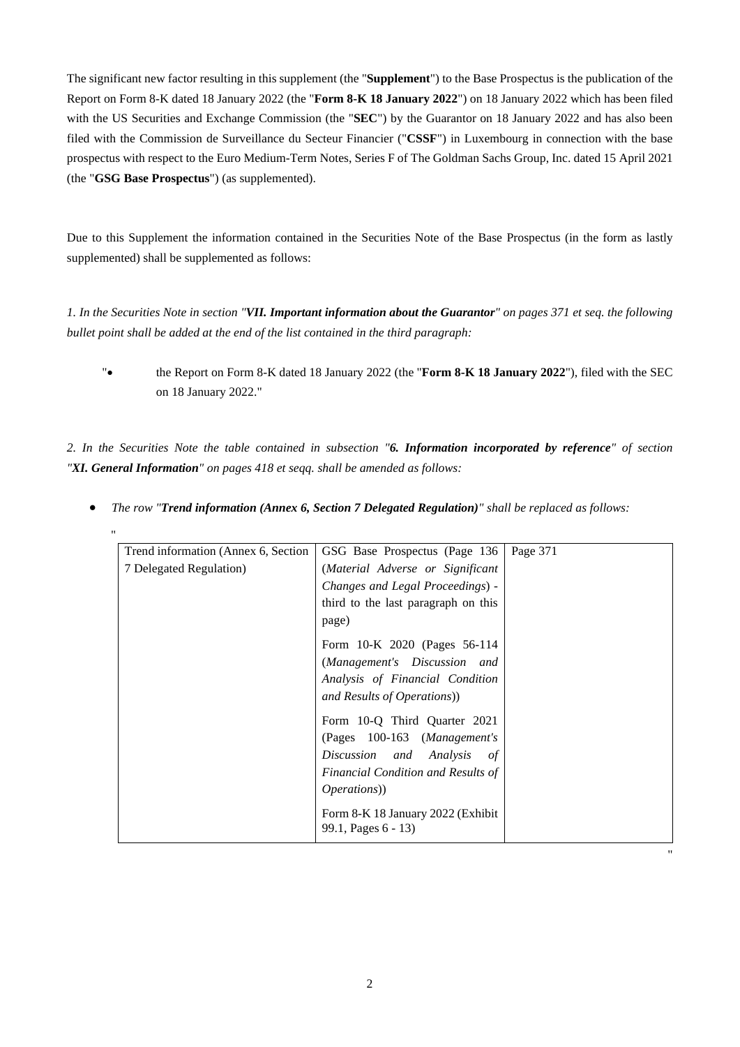The significant new factor resulting in this supplement (the "**Supplement**") to the Base Prospectus is the publication of the Report on Form 8-K dated 18 January 2022 (the "**Form 8-K 18 January 2022**") on 18 January 2022 which has been filed with the US Securities and Exchange Commission (the "**SEC**") by the Guarantor on 18 January 2022 and has also been filed with the Commission de Surveillance du Secteur Financier ("**CSSF**") in Luxembourg in connection with the base prospectus with respect to the Euro Medium-Term Notes, Series F of The Goldman Sachs Group, Inc. dated 15 April 2021 (the "**GSG Base Prospectus**") (as supplemented).

Due to this Supplement the information contained in the Securities Note of the Base Prospectus (in the form as lastly supplemented) shall be supplemented as follows:

*1. In the Securities Note in section "**VII. Important information about the Guarantor**" on pages 371 et seq. the following bullet point shall be added at the end of the list contained in the third paragraph:*

"• the Report on Form 8-K dated 18 January 2022 (the "**Form 8-K 18 January 2022**"), filed with the SEC on 18 January 2022."

*2. In the Securities Note the table contained in subsection "**6. Information incorporated by reference**" of section "**XI. General Information**" on pages 418 et seqq. shall be amended as follows:*

- *The row "**Trend information (Annex 6, Section 7 Delegated Regulation)**" shall be replaced as follows:*

"

| | | |
|---|---|---|
| Trend information (Annex 6, Section 7 Delegated Regulation) | GSG Base Prospectus (Page 136 (*Material Adverse or Significant Changes and Legal Proceedings*) - third to the last paragraph on this page)<br><br>Form 10-K 2020 (Pages 56-114 (*Management's Discussion and Analysis of Financial Condition and Results of Operations*))<br><br>Form 10-Q Third Quarter 2021 (Pages 100-163 (*Management's Discussion and Analysis of Financial Condition and Results of Operations*))<br><br>Form 8-K 18 January 2022 (Exhibit 99.1, Pages 6 - 13) | Page 371 |

"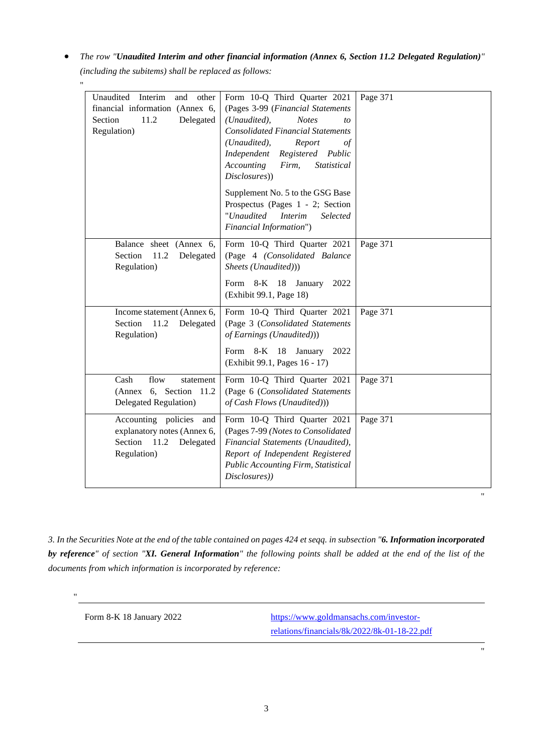- *The row "**Unaudited Interim and other financial information (Annex 6, Section 11.2 Delegated Regulation)**" (including the subitems) shall be replaced as follows:*

"

| | | |
|---|---|---|
| Unaudited Interim and other financial information (Annex 6, Section 11.2 Delegated Regulation) | Form 10-Q Third Quarter 2021 (Pages 3-99 (*Financial Statements (Unaudited), Notes to Consolidated Financial Statements (Unaudited), Report of Independent Registered Public Accounting Firm, Statistical Disclosures*))<br><br>Supplement No. 5 to the GSG Base Prospectus (Pages 1 - 2; Section "*Unaudited Interim Selected Financial Information*") | Page 371 |
| Balance sheet (Annex 6, Section 11.2 Delegated Regulation) | Form 10-Q Third Quarter 2021 (Page 4 *(Consolidated Balance Sheets (Unaudited)*))<br><br>Form 8-K 18 January 2022 (Exhibit 99.1, Page 18) | Page 371 |
| Income statement (Annex 6, Section 11.2 Delegated Regulation) | Form 10-Q Third Quarter 2021 (Page 3 (*Consolidated Statements of Earnings (Unaudited)*))<br><br>Form 8-K 18 January 2022 (Exhibit 99.1, Pages 16 - 17) | Page 371 |
| Cash flow statement (Annex 6, Section 11.2 Delegated Regulation) | Form 10-Q Third Quarter 2021 (Page 6 (*Consolidated Statements of Cash Flows (Unaudited)*)) | Page 371 |
| Accounting policies and explanatory notes (Annex 6, Section 11.2 Delegated Regulation) | Form 10-Q Third Quarter 2021 (Pages 7-99 *(Notes to Consolidated Financial Statements (Unaudited), Report of Independent Registered Public Accounting Firm, Statistical Disclosures)*) | Page 371 |

"

*3. In the Securities Note at the end of the table contained on pages 424 et seqq. in subsection "**6. Information incorporated by reference**" of section "**XI. General Information**" the following points shall be added at the end of the list of the documents from which information is incorporated by reference:*

"

| | |
|---|---|
| Form 8-K 18 January 2022 | https://www.goldmansachs.com/investor-relations/financials/8k/2022/8k-01-18-22.pdf |

"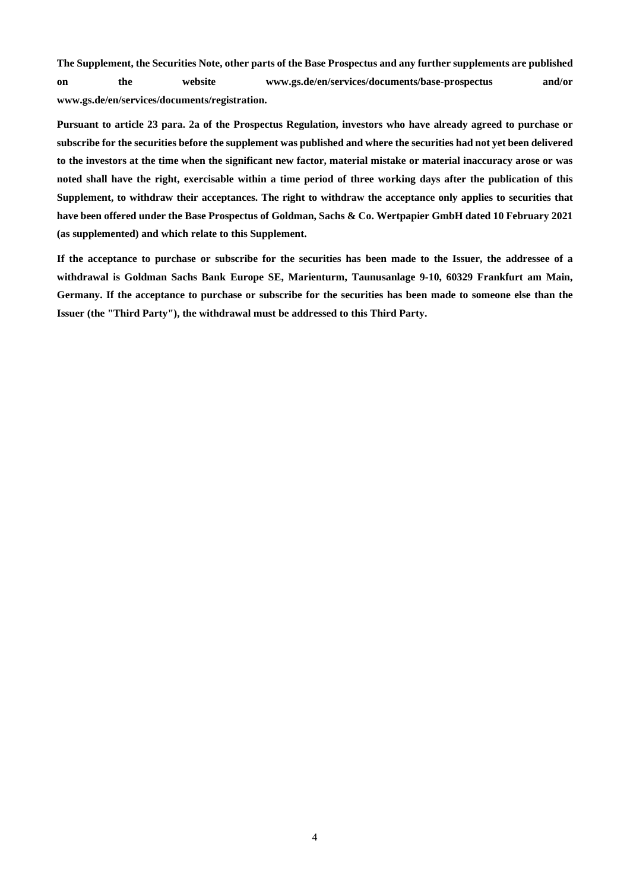**The Supplement, the Securities Note, other parts of the Base Prospectus and any further supplements are published on the website www.gs.de/en/services/documents/base-prospectus and/or www.gs.de/en/services/documents/registration.**

**Pursuant to article 23 para. 2a of the Prospectus Regulation, investors who have already agreed to purchase or subscribe for the securities before the supplement was published and where the securities had not yet been delivered to the investors at the time when the significant new factor, material mistake or material inaccuracy arose or was noted shall have the right, exercisable within a time period of three working days after the publication of this Supplement, to withdraw their acceptances. The right to withdraw the acceptance only applies to securities that have been offered under the Base Prospectus of Goldman, Sachs & Co. Wertpapier GmbH dated 10 February 2021 (as supplemented) and which relate to this Supplement.**

**If the acceptance to purchase or subscribe for the securities has been made to the Issuer, the addressee of a withdrawal is Goldman Sachs Bank Europe SE, Marienturm, Taunusanlage 9-10, 60329 Frankfurt am Main, Germany. If the acceptance to purchase or subscribe for the securities has been made to someone else than the Issuer (the "Third Party"), the withdrawal must be addressed to this Third Party.**